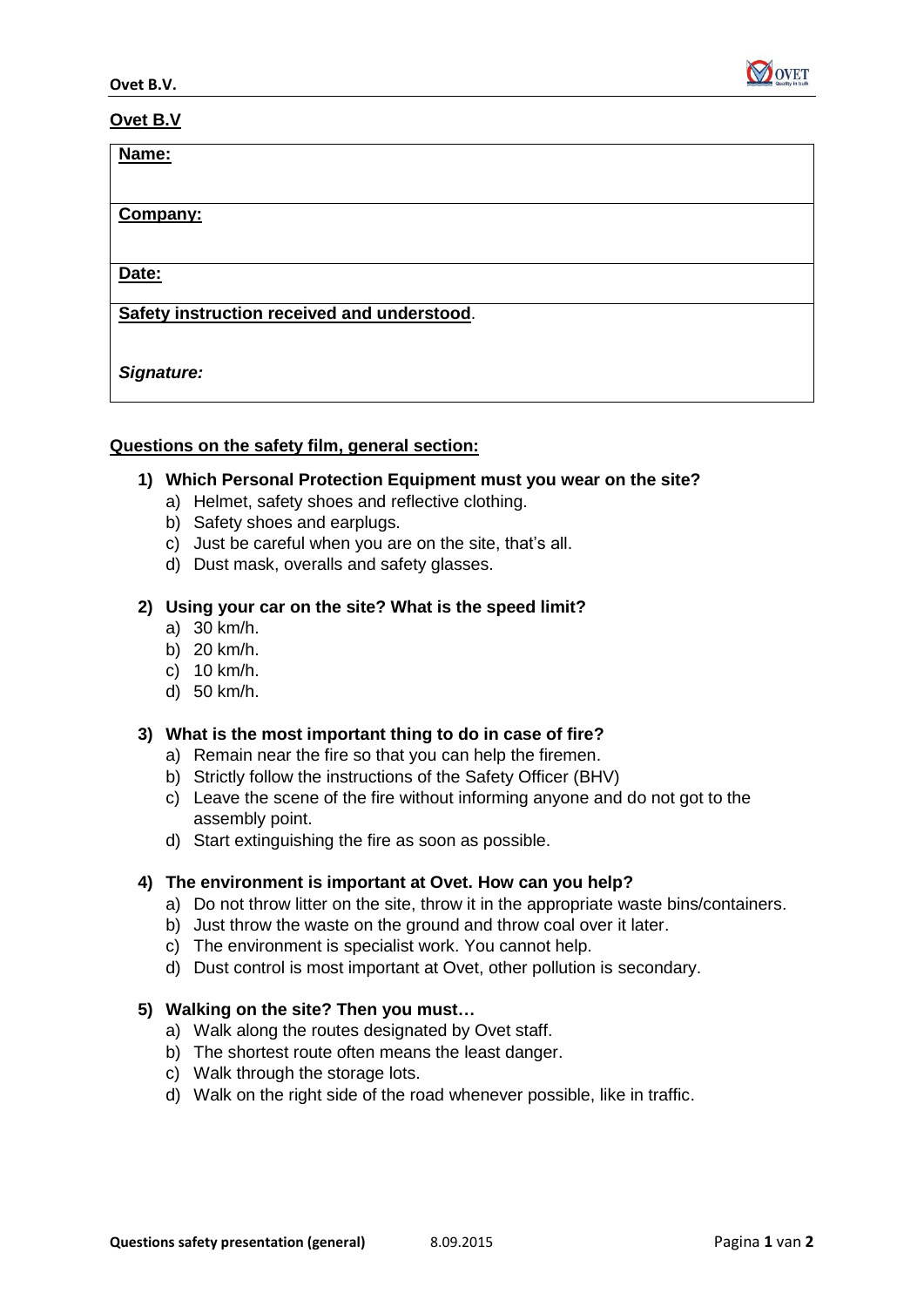**Ovet B.V**

| **Name:** |
|---|
| **Company:** |
| **Date:** |
| **Safety instruction received and understood**.<br><br>***Signature:*** |

**Questions on the safety film, general section:**

**1) Which Personal Protection Equipment must you wear on the site?**
   a) Helmet, safety shoes and reflective clothing.
   b) Safety shoes and earplugs.
   c) Just be careful when you are on the site, that's all.
   d) Dust mask, overalls and safety glasses.

**2) Using your car on the site? What is the speed limit?**
   a) 30 km/h.
   b) 20 km/h.
   c) 10 km/h.
   d) 50 km/h.

**3) What is the most important thing to do in case of fire?**
   a) Remain near the fire so that you can help the firemen.
   b) Strictly follow the instructions of the Safety Officer (BHV)
   c) Leave the scene of the fire without informing anyone and do not got to the assembly point.
   d) Start extinguishing the fire as soon as possible.

**4) The environment is important at Ovet. How can you help?**
   a) Do not throw litter on the site, throw it in the appropriate waste bins/containers.
   b) Just throw the waste on the ground and throw coal over it later.
   c) The environment is specialist work. You cannot help.
   d) Dust control is most important at Ovet, other pollution is secondary.

**5) Walking on the site? Then you must…**
   a) Walk along the routes designated by Ovet staff.
   b) The shortest route often means the least danger.
   c) Walk through the storage lots.
   d) Walk on the right side of the road whenever possible, like in traffic.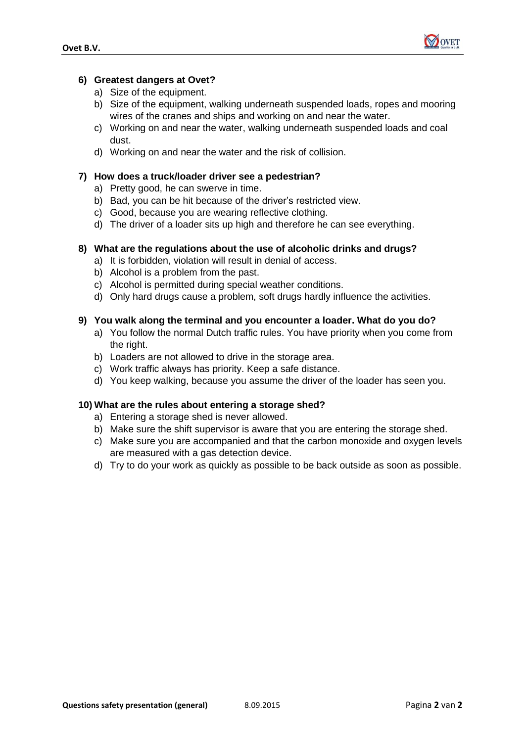**6) Greatest dangers at Ovet?**

a) Size of the equipment.
b) Size of the equipment, walking underneath suspended loads, ropes and mooring wires of the cranes and ships and working on and near the water.
c) Working on and near the water, walking underneath suspended loads and coal dust.
d) Working on and near the water and the risk of collision.

**7) How does a truck/loader driver see a pedestrian?**

a) Pretty good, he can swerve in time.
b) Bad, you can be hit because of the driver's restricted view.
c) Good, because you are wearing reflective clothing.
d) The driver of a loader sits up high and therefore he can see everything.

**8) What are the regulations about the use of alcoholic drinks and drugs?**

a) It is forbidden, violation will result in denial of access.
b) Alcohol is a problem from the past.
c) Alcohol is permitted during special weather conditions.
d) Only hard drugs cause a problem, soft drugs hardly influence the activities.

**9) You walk along the terminal and you encounter a loader. What do you do?**

a) You follow the normal Dutch traffic rules. You have priority when you come from the right.
b) Loaders are not allowed to drive in the storage area.
c) Work traffic always has priority. Keep a safe distance.
d) You keep walking, because you assume the driver of the loader has seen you.

**10) What are the rules about entering a storage shed?**

a) Entering a storage shed is never allowed.
b) Make sure the shift supervisor is aware that you are entering the storage shed.
c) Make sure you are accompanied and that the carbon monoxide and oxygen levels are measured with a gas detection device.
d) Try to do your work as quickly as possible to be back outside as soon as possible.